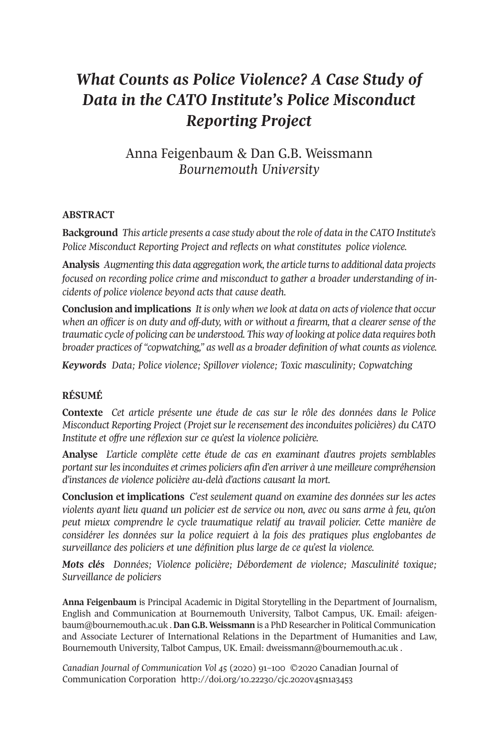# *What Counts as Police Violence? A Case Study of Data in the CATO Institute's Police Misconduct Reporting Project*

Anna Feigenbaum & Dan G.B. Weissmann
*Bournemouth University*

## ABSTRACT

**Background** *This article presents a case study about the role of data in the CATO Institute's Police Misconduct Reporting Project and reflects on what constitutes police violence.*

**Analysis** *Augmenting this data aggregation work, the article turns to additional data projects focused on recording police crime and misconduct to gather a broader understanding of incidents of police violence beyond acts that cause death.*

**Conclusion and implications** *It is only when we look at data on acts of violence that occur when an officer is on duty and off-duty, with or without a firearm, that a clearer sense of the traumatic cycle of policing can be understood. This way of looking at police data requires both broader practices of "copwatching," as well as a broader definition of what counts as violence.*

***Keywords*** *Data; Police violence; Spillover violence; Toxic masculinity; Copwatching*

## RÉSUMÉ

**Contexte** *Cet article présente une étude de cas sur le rôle des données dans le Police Misconduct Reporting Project (Projet sur le recensement des inconduites policières) du CATO Institute et offre une réflexion sur ce qu'est la violence policière.*

**Analyse** *L'article complète cette étude de cas en examinant d'autres projets semblables portant sur les inconduites et crimes policiers afin d'en arriver à une meilleure compréhension d'instances de violence policière au-delà d'actions causant la mort.*

**Conclusion et implications** *C'est seulement quand on examine des données sur les actes violents ayant lieu quand un policier est de service ou non, avec ou sans arme à feu, qu'on peut mieux comprendre le cycle traumatique relatif au travail policier. Cette manière de considérer les données sur la police requiert à la fois des pratiques plus englobantes de surveillance des policiers et une définition plus large de ce qu'est la violence.*

***Mots clés*** *Données; Violence policière; Débordement de violence; Masculinité toxique; Surveillance de policiers*

**Anna Feigenbaum** is Principal Academic in Digital Storytelling in the Department of Journalism, English and Communication at Bournemouth University, Talbot Campus, UK. Email: afeigenbaum@bournemouth.ac.uk . **Dan G.B. Weissmann** is a PhD Researcher in Political Communication and Associate Lecturer of International Relations in the Department of Humanities and Law, Bournemouth University, Talbot Campus, UK. Email: dweissmann@bournemouth.ac.uk .

*Canadian Journal of Communication Vol 45* (2020) 91–100 ©2020 Canadian Journal of Communication Corporation http://doi.org/10.22230/cjc.2020v45n1a3453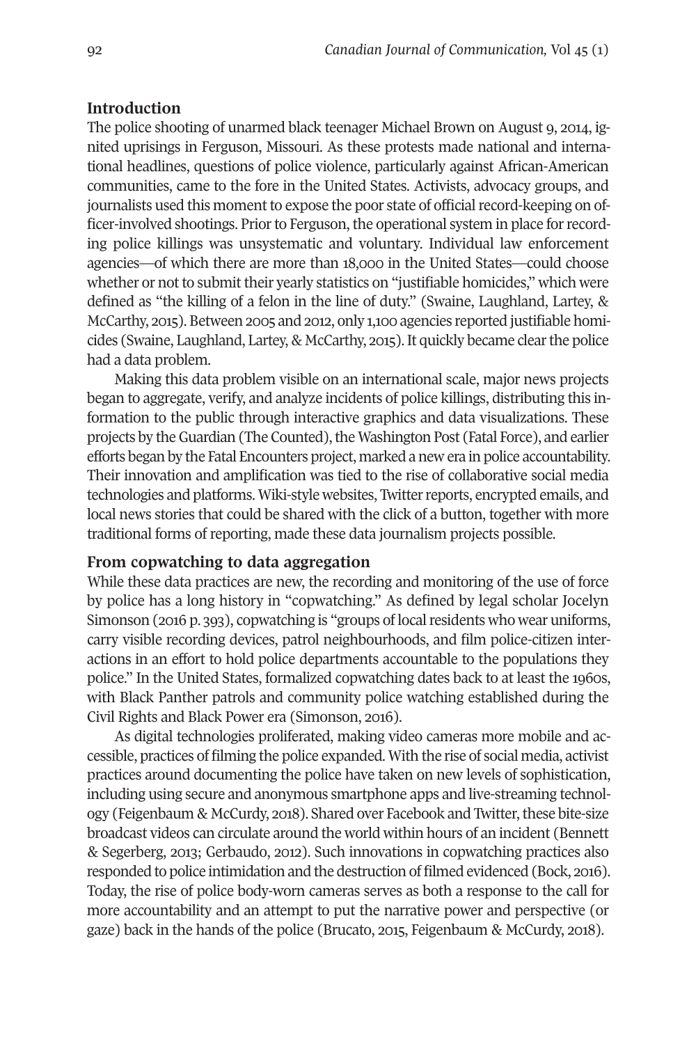## Introduction

The police shooting of unarmed black teenager Michael Brown on August 9, 2014, ignited uprisings in Ferguson, Missouri. As these protests made national and international headlines, questions of police violence, particularly against African-American communities, came to the fore in the United States. Activists, advocacy groups, and journalists used this moment to expose the poor state of official record-keeping on officer-involved shootings. Prior to Ferguson, the operational system in place for recording police killings was unsystematic and voluntary. Individual law enforcement agencies—of which there are more than 18,000 in the United States—could choose whether or not to submit their yearly statistics on "justifiable homicides," which were defined as "the killing of a felon in the line of duty." (Swaine, Laughland, Lartey, & McCarthy, 2015). Between 2005 and 2012, only 1,100 agencies reported justifiable homicides (Swaine, Laughland, Lartey, & McCarthy, 2015). It quickly became clear the police had a data problem.

Making this data problem visible on an international scale, major news projects began to aggregate, verify, and analyze incidents of police killings, distributing this information to the public through interactive graphics and data visualizations. These projects by the Guardian (The Counted), the Washington Post (Fatal Force), and earlier efforts began by the Fatal Encounters project, marked a new era in police accountability. Their innovation and amplification was tied to the rise of collaborative social media technologies and platforms. Wiki-style websites, Twitter reports, encrypted emails, and local news stories that could be shared with the click of a button, together with more traditional forms of reporting, made these data journalism projects possible.

## From copwatching to data aggregation

While these data practices are new, the recording and monitoring of the use of force by police has a long history in "copwatching." As defined by legal scholar Jocelyn Simonson (2016 p. 393), copwatching is "groups of local residents who wear uniforms, carry visible recording devices, patrol neighbourhoods, and film police-citizen interactions in an effort to hold police departments accountable to the populations they police." In the United States, formalized copwatching dates back to at least the 1960s, with Black Panther patrols and community police watching established during the Civil Rights and Black Power era (Simonson, 2016).

As digital technologies proliferated, making video cameras more mobile and accessible, practices of filming the police expanded. With the rise of social media, activist practices around documenting the police have taken on new levels of sophistication, including using secure and anonymous smartphone apps and live-streaming technology (Feigenbaum & McCurdy, 2018). Shared over Facebook and Twitter, these bite-size broadcast videos can circulate around the world within hours of an incident (Bennett & Segerberg, 2013; Gerbaudo, 2012). Such innovations in copwatching practices also responded to police intimidation and the destruction of filmed evidenced (Bock, 2016). Today, the rise of police body-worn cameras serves as both a response to the call for more accountability and an attempt to put the narrative power and perspective (or gaze) back in the hands of the police (Brucato, 2015, Feigenbaum & McCurdy, 2018).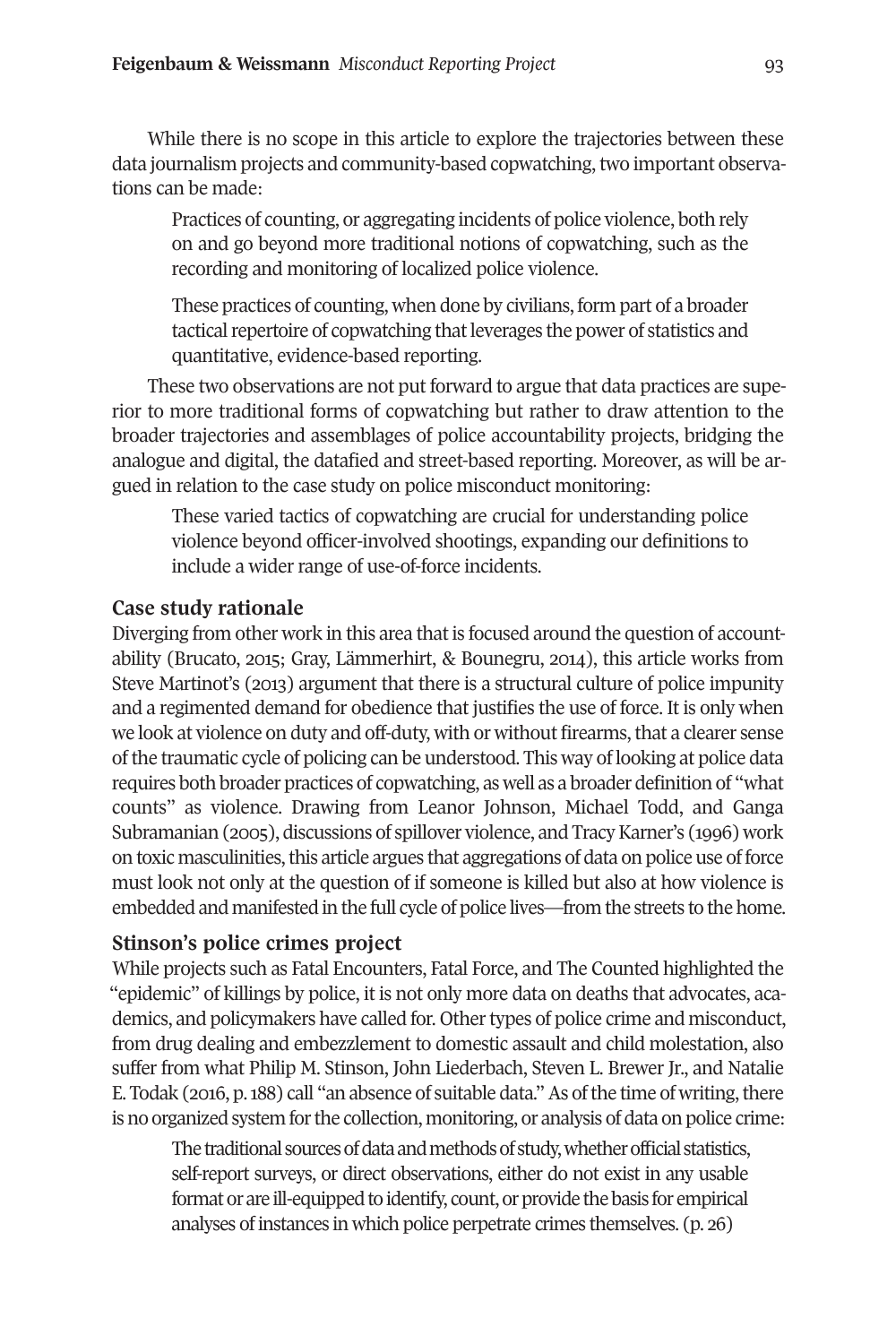While there is no scope in this article to explore the trajectories between these data journalism projects and community-based copwatching, two important observations can be made:

> Practices of counting, or aggregating incidents of police violence, both rely on and go beyond more traditional notions of copwatching, such as the recording and monitoring of localized police violence.
>
> These practices of counting, when done by civilians, form part of a broader tactical repertoire of copwatching that leverages the power of statistics and quantitative, evidence-based reporting.

These two observations are not put forward to argue that data practices are superior to more traditional forms of copwatching but rather to draw attention to the broader trajectories and assemblages of police accountability projects, bridging the analogue and digital, the datafied and street-based reporting. Moreover, as will be argued in relation to the case study on police misconduct monitoring:

> These varied tactics of copwatching are crucial for understanding police violence beyond officer-involved shootings, expanding our definitions to include a wider range of use-of-force incidents.

## Case study rationale

Diverging from other work in this area that is focused around the question of accountability (Brucato, 2015; Gray, Lämmerhirt, & Bounegru, 2014), this article works from Steve Martinot's (2013) argument that there is a structural culture of police impunity and a regimented demand for obedience that justifies the use of force. It is only when we look at violence on duty and off-duty, with or without firearms, that a clearer sense of the traumatic cycle of policing can be understood. This way of looking at police data requires both broader practices of copwatching, as well as a broader definition of "what counts" as violence. Drawing from Leanor Johnson, Michael Todd, and Ganga Subramanian (2005), discussions of spillover violence, and Tracy Karner's (1996) work on toxic masculinities, this article argues that aggregations of data on police use of force must look not only at the question of if someone is killed but also at how violence is embedded and manifested in the full cycle of police lives—from the streets to the home.

## Stinson's police crimes project

While projects such as Fatal Encounters, Fatal Force, and The Counted highlighted the "epidemic" of killings by police, it is not only more data on deaths that advocates, academics, and policymakers have called for. Other types of police crime and misconduct, from drug dealing and embezzlement to domestic assault and child molestation, also suffer from what Philip M. Stinson, John Liederbach, Steven L. Brewer Jr., and Natalie E. Todak (2016, p. 188) call "an absence of suitable data." As of the time of writing, there is no organized system for the collection, monitoring, or analysis of data on police crime:

> The traditional sources of data and methods of study, whether official statistics, self-report surveys, or direct observations, either do not exist in any usable format or are ill-equipped to identify, count, or provide the basis for empirical analyses of instances in which police perpetrate crimes themselves. (p. 26)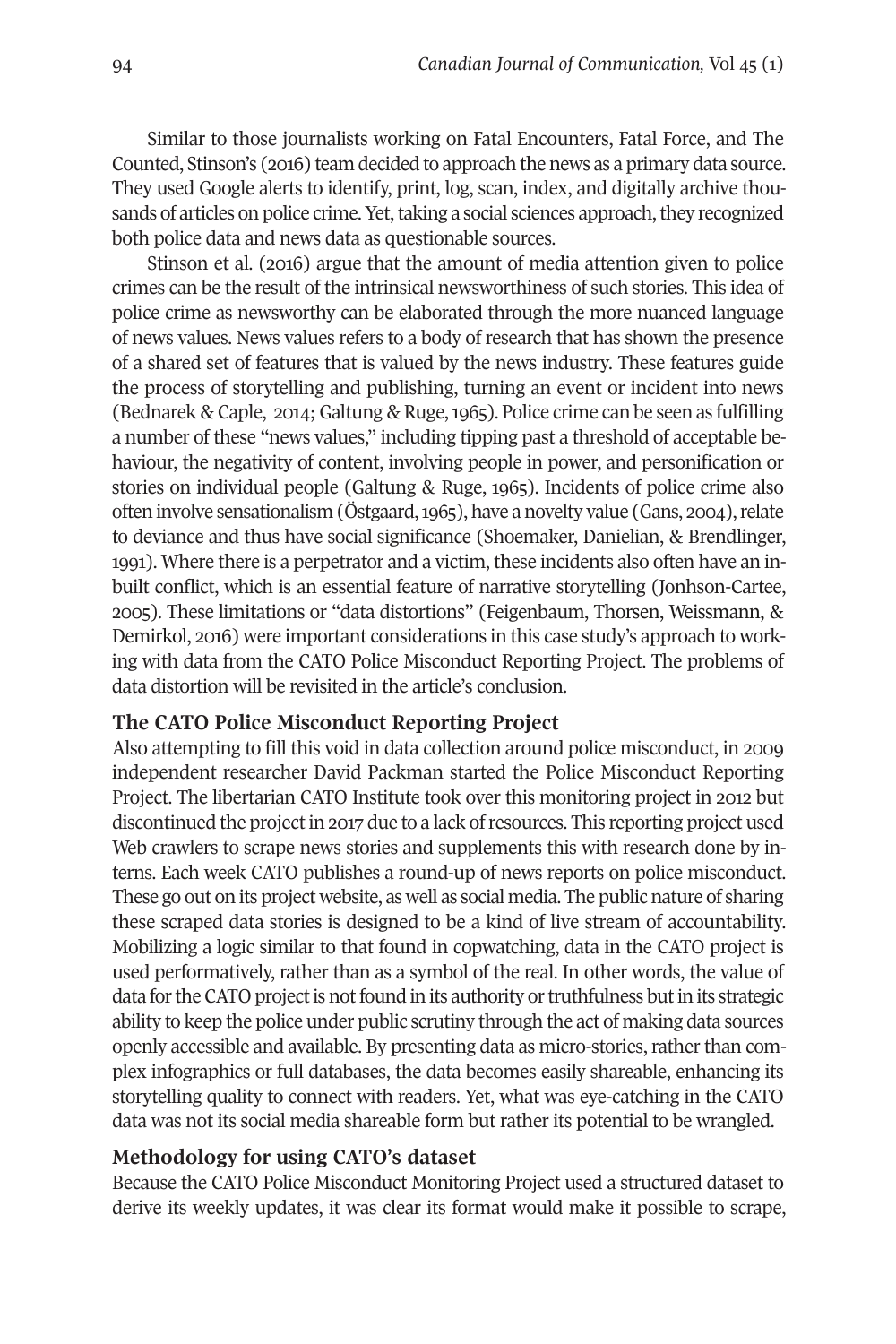Similar to those journalists working on Fatal Encounters, Fatal Force, and The Counted, Stinson's (2016) team decided to approach the news as a primary data source. They used Google alerts to identify, print, log, scan, index, and digitally archive thousands of articles on police crime. Yet, taking a social sciences approach, they recognized both police data and news data as questionable sources.

Stinson et al. (2016) argue that the amount of media attention given to police crimes can be the result of the intrinsical newsworthiness of such stories. This idea of police crime as newsworthy can be elaborated through the more nuanced language of news values. News values refers to a body of research that has shown the presence of a shared set of features that is valued by the news industry. These features guide the process of storytelling and publishing, turning an event or incident into news (Bednarek & Caple, 2014; Galtung & Ruge, 1965). Police crime can be seen as fulfilling a number of these "news values," including tipping past a threshold of acceptable behaviour, the negativity of content, involving people in power, and personification or stories on individual people (Galtung & Ruge, 1965). Incidents of police crime also often involve sensationalism (Östgaard, 1965), have a novelty value (Gans, 2004), relate to deviance and thus have social significance (Shoemaker, Danielian, & Brendlinger, 1991). Where there is a perpetrator and a victim, these incidents also often have an inbuilt conflict, which is an essential feature of narrative storytelling (Jonhson-Cartee, 2005). These limitations or "data distortions" (Feigenbaum, Thorsen, Weissmann, & Demirkol, 2016) were important considerations in this case study's approach to working with data from the CATO Police Misconduct Reporting Project. The problems of data distortion will be revisited in the article's conclusion.

## The CATO Police Misconduct Reporting Project

Also attempting to fill this void in data collection around police misconduct, in 2009 independent researcher David Packman started the Police Misconduct Reporting Project. The libertarian CATO Institute took over this monitoring project in 2012 but discontinued the project in 2017 due to a lack of resources. This reporting project used Web crawlers to scrape news stories and supplements this with research done by interns. Each week CATO publishes a round-up of news reports on police misconduct. These go out on its project website, as well as social media. The public nature of sharing these scraped data stories is designed to be a kind of live stream of accountability. Mobilizing a logic similar to that found in copwatching, data in the CATO project is used performatively, rather than as a symbol of the real. In other words, the value of data for the CATO project is not found in its authority or truthfulness but in its strategic ability to keep the police under public scrutiny through the act of making data sources openly accessible and available. By presenting data as micro-stories, rather than complex infographics or full databases, the data becomes easily shareable, enhancing its storytelling quality to connect with readers. Yet, what was eye-catching in the CATO data was not its social media shareable form but rather its potential to be wrangled.

## Methodology for using CATO's dataset

Because the CATO Police Misconduct Monitoring Project used a structured dataset to derive its weekly updates, it was clear its format would make it possible to scrape,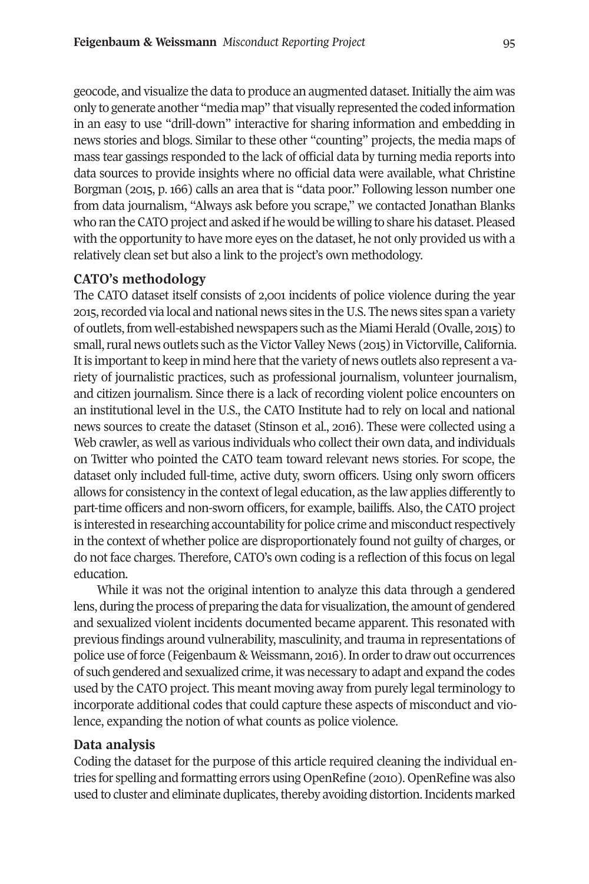geocode, and visualize the data to produce an augmented dataset. Initially the aim was only to generate another "media map" that visually represented the coded information in an easy to use "drill-down" interactive for sharing information and embedding in news stories and blogs. Similar to these other "counting" projects, the media maps of mass tear gassings responded to the lack of official data by turning media reports into data sources to provide insights where no official data were available, what Christine Borgman (2015, p. 166) calls an area that is "data poor." Following lesson number one from data journalism, "Always ask before you scrape," we contacted Jonathan Blanks who ran the CATO project and asked if he would be willing to share his dataset. Pleased with the opportunity to have more eyes on the dataset, he not only provided us with a relatively clean set but also a link to the project's own methodology.

### CATO's methodology

The CATO dataset itself consists of 2,001 incidents of police violence during the year 2015, recorded via local and national news sites in the U.S. The news sites span a variety of outlets, from well-estabished newspapers such as the Miami Herald (Ovalle, 2015) to small, rural news outlets such as the Victor Valley News (2015) in Victorville, California. It is important to keep in mind here that the variety of news outlets also represent a variety of journalistic practices, such as professional journalism, volunteer journalism, and citizen journalism. Since there is a lack of recording violent police encounters on an institutional level in the U.S., the CATO Institute had to rely on local and national news sources to create the dataset (Stinson et al., 2016). These were collected using a Web crawler, as well as various individuals who collect their own data, and individuals on Twitter who pointed the CATO team toward relevant news stories. For scope, the dataset only included full-time, active duty, sworn officers. Using only sworn officers allows for consistency in the context of legal education, as the law applies differently to part-time officers and non-sworn officers, for example, bailiffs. Also, the CATO project is interested in researching accountability for police crime and misconduct respectively in the context of whether police are disproportionately found not guilty of charges, or do not face charges. Therefore, CATO's own coding is a reflection of this focus on legal education.

While it was not the original intention to analyze this data through a gendered lens, during the process of preparing the data for visualization, the amount of gendered and sexualized violent incidents documented became apparent. This resonated with previous findings around vulnerability, masculinity, and trauma in representations of police use of force (Feigenbaum & Weissmann, 2016). In order to draw out occurrences of such gendered and sexualized crime, it was necessary to adapt and expand the codes used by the CATO project. This meant moving away from purely legal terminology to incorporate additional codes that could capture these aspects of misconduct and violence, expanding the notion of what counts as police violence.

### Data analysis

Coding the dataset for the purpose of this article required cleaning the individual entries for spelling and formatting errors using OpenRefine (2010). OpenRefine was also used to cluster and eliminate duplicates, thereby avoiding distortion. Incidents marked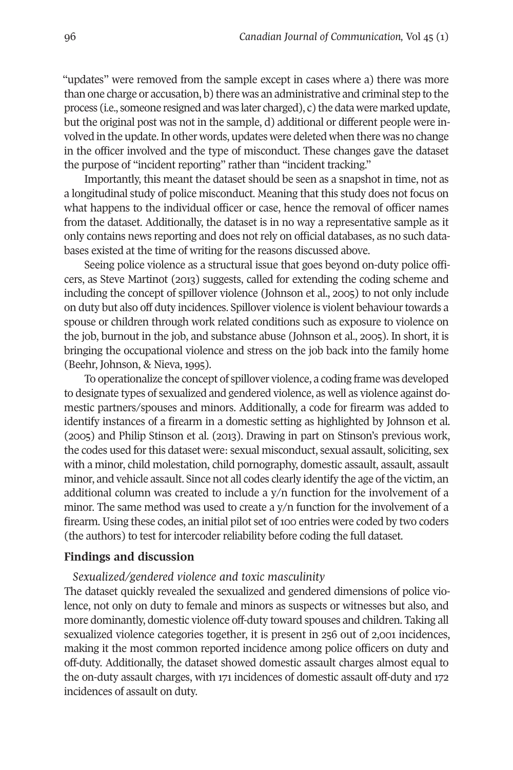"updates" were removed from the sample except in cases where a) there was more than one charge or accusation, b) there was an administrative and criminal step to the process (i.e., someone resigned and was later charged), c) the data were marked update, but the original post was not in the sample, d) additional or different people were involved in the update. In other words, updates were deleted when there was no change in the officer involved and the type of misconduct. These changes gave the dataset the purpose of "incident reporting" rather than "incident tracking."

Importantly, this meant the dataset should be seen as a snapshot in time, not as a longitudinal study of police misconduct. Meaning that this study does not focus on what happens to the individual officer or case, hence the removal of officer names from the dataset. Additionally, the dataset is in no way a representative sample as it only contains news reporting and does not rely on official databases, as no such databases existed at the time of writing for the reasons discussed above.

Seeing police violence as a structural issue that goes beyond on-duty police officers, as Steve Martinot (2013) suggests, called for extending the coding scheme and including the concept of spillover violence (Johnson et al., 2005) to not only include on duty but also off duty incidences. Spillover violence is violent behaviour towards a spouse or children through work related conditions such as exposure to violence on the job, burnout in the job, and substance abuse (Johnson et al., 2005). In short, it is bringing the occupational violence and stress on the job back into the family home (Beehr, Johnson, & Nieva, 1995).

To operationalize the concept of spillover violence, a coding frame was developed to designate types of sexualized and gendered violence, as well as violence against domestic partners/spouses and minors. Additionally, a code for firearm was added to identify instances of a firearm in a domestic setting as highlighted by Johnson et al. (2005) and Philip Stinson et al. (2013). Drawing in part on Stinson's previous work, the codes used for this dataset were: sexual misconduct, sexual assault, soliciting, sex with a minor, child molestation, child pornography, domestic assault, assault, assault minor, and vehicle assault. Since not all codes clearly identify the age of the victim, an additional column was created to include a y/n function for the involvement of a minor. The same method was used to create a y/n function for the involvement of a firearm. Using these codes, an initial pilot set of 100 entries were coded by two coders (the authors) to test for intercoder reliability before coding the full dataset.

## Findings and discussion

### *Sexualized/gendered violence and toxic masculinity*

The dataset quickly revealed the sexualized and gendered dimensions of police violence, not only on duty to female and minors as suspects or witnesses but also, and more dominantly, domestic violence off-duty toward spouses and children. Taking all sexualized violence categories together, it is present in 256 out of 2,001 incidences, making it the most common reported incidence among police officers on duty and off-duty. Additionally, the dataset showed domestic assault charges almost equal to the on-duty assault charges, with 171 incidences of domestic assault off-duty and 172 incidences of assault on duty.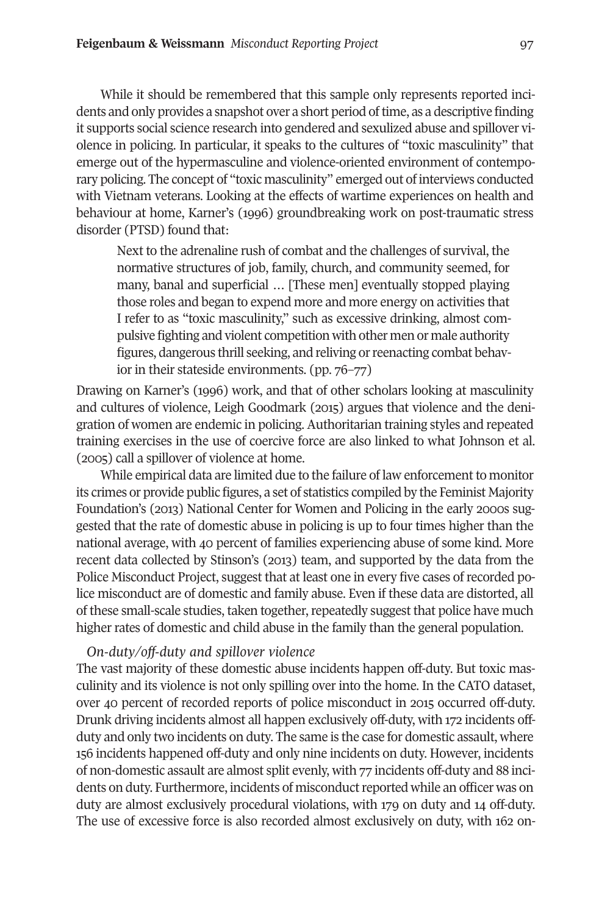While it should be remembered that this sample only represents reported incidents and only provides a snapshot over a short period of time, as a descriptive finding it supports social science research into gendered and sexulized abuse and spillover violence in policing. In particular, it speaks to the cultures of "toxic masculinity" that emerge out of the hypermasculine and violence-oriented environment of contemporary policing. The concept of "toxic masculinity" emerged out of interviews conducted with Vietnam veterans. Looking at the effects of wartime experiences on health and behaviour at home, Karner's (1996) groundbreaking work on post-traumatic stress disorder (PTSD) found that:

> Next to the adrenaline rush of combat and the challenges of survival, the normative structures of job, family, church, and community seemed, for many, banal and superficial … [These men] eventually stopped playing those roles and began to expend more and more energy on activities that I refer to as "toxic masculinity," such as excessive drinking, almost compulsive fighting and violent competition with other men or male authority figures, dangerous thrill seeking, and reliving or reenacting combat behavior in their stateside environments. (pp. 76–77)

Drawing on Karner's (1996) work, and that of other scholars looking at masculinity and cultures of violence, Leigh Goodmark (2015) argues that violence and the denigration of women are endemic in policing. Authoritarian training styles and repeated training exercises in the use of coercive force are also linked to what Johnson et al. (2005) call a spillover of violence at home.

While empirical data are limited due to the failure of law enforcement to monitor its crimes or provide public figures, a set of statistics compiled by the Feminist Majority Foundation's (2013) National Center for Women and Policing in the early 2000s suggested that the rate of domestic abuse in policing is up to four times higher than the national average, with 40 percent of families experiencing abuse of some kind. More recent data collected by Stinson's (2013) team, and supported by the data from the Police Misconduct Project, suggest that at least one in every five cases of recorded police misconduct are of domestic and family abuse. Even if these data are distorted, all of these small-scale studies, taken together, repeatedly suggest that police have much higher rates of domestic and child abuse in the family than the general population.

*On-duty/off-duty and spillover violence*

The vast majority of these domestic abuse incidents happen off-duty. But toxic masculinity and its violence is not only spilling over into the home. In the CATO dataset, over 40 percent of recorded reports of police misconduct in 2015 occurred off-duty. Drunk driving incidents almost all happen exclusively off-duty, with 172 incidents off-duty and only two incidents on duty. The same is the case for domestic assault, where 156 incidents happened off-duty and only nine incidents on duty. However, incidents of non-domestic assault are almost split evenly, with 77 incidents off-duty and 88 incidents on duty. Furthermore, incidents of misconduct reported while an officer was on duty are almost exclusively procedural violations, with 179 on duty and 14 off-duty. The use of excessive force is also recorded almost exclusively on duty, with 162 on-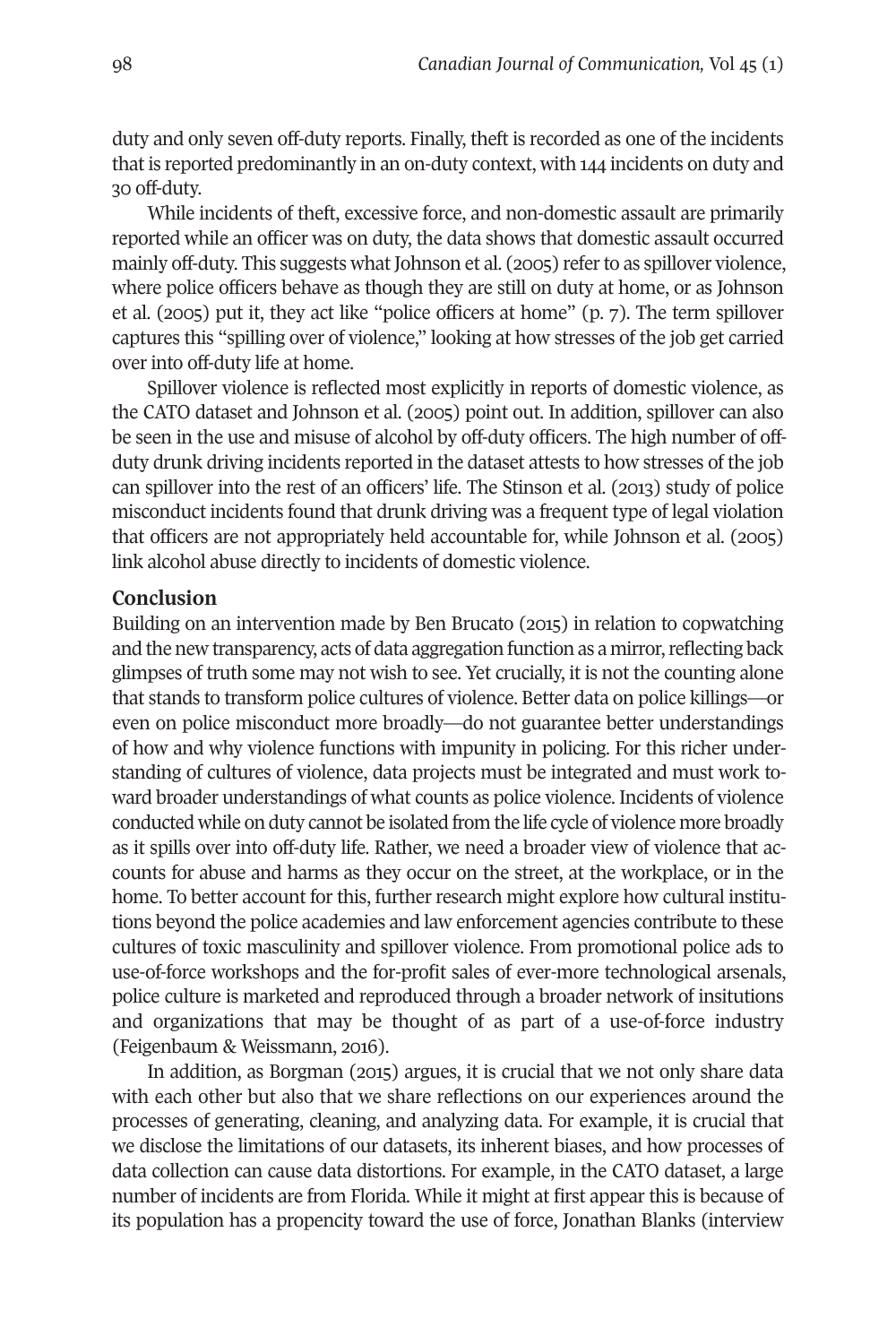duty and only seven off-duty reports. Finally, theft is recorded as one of the incidents that is reported predominantly in an on-duty context, with 144 incidents on duty and 30 off-duty.

While incidents of theft, excessive force, and non-domestic assault are primarily reported while an officer was on duty, the data shows that domestic assault occurred mainly off-duty. This suggests what Johnson et al. (2005) refer to as spillover violence, where police officers behave as though they are still on duty at home, or as Johnson et al. (2005) put it, they act like "police officers at home" (p. 7). The term spillover captures this "spilling over of violence," looking at how stresses of the job get carried over into off-duty life at home.

Spillover violence is reflected most explicitly in reports of domestic violence, as the CATO dataset and Johnson et al. (2005) point out. In addition, spillover can also be seen in the use and misuse of alcohol by off-duty officers. The high number of off-duty drunk driving incidents reported in the dataset attests to how stresses of the job can spillover into the rest of an officers' life. The Stinson et al. (2013) study of police misconduct incidents found that drunk driving was a frequent type of legal violation that officers are not appropriately held accountable for, while Johnson et al. (2005) link alcohol abuse directly to incidents of domestic violence.

## Conclusion

Building on an intervention made by Ben Brucato (2015) in relation to copwatching and the new transparency, acts of data aggregation function as a mirror, reflecting back glimpses of truth some may not wish to see. Yet crucially, it is not the counting alone that stands to transform police cultures of violence. Better data on police killings—or even on police misconduct more broadly—do not guarantee better understandings of how and why violence functions with impunity in policing. For this richer understanding of cultures of violence, data projects must be integrated and must work toward broader understandings of what counts as police violence. Incidents of violence conducted while on duty cannot be isolated from the life cycle of violence more broadly as it spills over into off-duty life. Rather, we need a broader view of violence that accounts for abuse and harms as they occur on the street, at the workplace, or in the home. To better account for this, further research might explore how cultural institutions beyond the police academies and law enforcement agencies contribute to these cultures of toxic masculinity and spillover violence. From promotional police ads to use-of-force workshops and the for-profit sales of ever-more technological arsenals, police culture is marketed and reproduced through a broader network of insitutions and organizations that may be thought of as part of a use-of-force industry (Feigenbaum & Weissmann, 2016).

In addition, as Borgman (2015) argues, it is crucial that we not only share data with each other but also that we share reflections on our experiences around the processes of generating, cleaning, and analyzing data. For example, it is crucial that we disclose the limitations of our datasets, its inherent biases, and how processes of data collection can cause data distortions. For example, in the CATO dataset, a large number of incidents are from Florida. While it might at first appear this is because of its population has a propencity toward the use of force, Jonathan Blanks (interview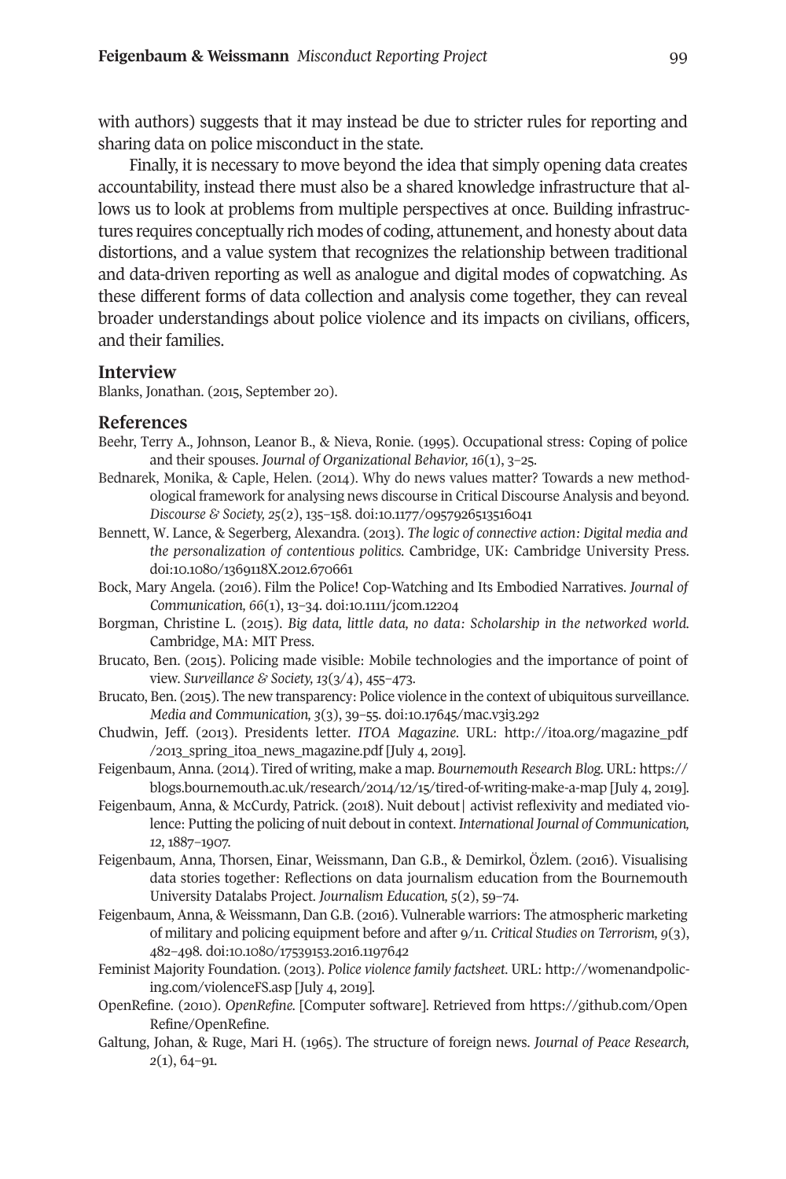with authors) suggests that it may instead be due to stricter rules for reporting and sharing data on police misconduct in the state.

Finally, it is necessary to move beyond the idea that simply opening data creates accountability, instead there must also be a shared knowledge infrastructure that allows us to look at problems from multiple perspectives at once. Building infrastructures requires conceptually rich modes of coding, attunement, and honesty about data distortions, and a value system that recognizes the relationship between traditional and data-driven reporting as well as analogue and digital modes of copwatching. As these different forms of data collection and analysis come together, they can reveal broader understandings about police violence and its impacts on civilians, officers, and their families.

## Interview

Blanks, Jonathan. (2015, September 20).

## References

Beehr, Terry A., Johnson, Leanor B., & Nieva, Ronie. (1995). Occupational stress: Coping of police and their spouses. *Journal of Organizational Behavior, 16*(1), 3–25.

Bednarek, Monika, & Caple, Helen. (2014). Why do news values matter? Towards a new methodological framework for analysing news discourse in Critical Discourse Analysis and beyond. *Discourse & Society, 25*(2), 135–158. doi:10.1177/0957926513516041

Bennett, W. Lance, & Segerberg, Alexandra. (2013). *The logic of connective action: Digital media and the personalization of contentious politics.* Cambridge, UK: Cambridge University Press. doi:10.1080/1369118X.2012.670661

Bock, Mary Angela. (2016). Film the Police! Cop-Watching and Its Embodied Narratives. *Journal of Communication, 66*(1), 13–34. doi:10.1111/jcom.12204

Borgman, Christine L. (2015). *Big data, little data, no data: Scholarship in the networked world.* Cambridge, MA: MIT Press.

Brucato, Ben. (2015). Policing made visible: Mobile technologies and the importance of point of view. *Surveillance & Society, 13*(3/4), 455–473.

Brucato, Ben. (2015). The new transparency: Police violence in the context of ubiquitous surveillance. *Media and Communication, 3*(3), 39–55. doi:10.17645/mac.v3i3.292

Chudwin, Jeff. (2013). Presidents letter. *ITOA Magazine.* URL: http://itoa.org/magazine_pdf/2013_spring_itoa_news_magazine.pdf [July 4, 2019].

Feigenbaum, Anna. (2014). Tired of writing, make a map. *Bournemouth Research Blog.* URL: https://blogs.bournemouth.ac.uk/research/2014/12/15/tired-of-writing-make-a-map [July 4, 2019].

Feigenbaum, Anna, & McCurdy, Patrick. (2018). Nuit debout| activist reflexivity and mediated violence: Putting the policing of nuit debout in context. *International Journal of Communication, 12*, 1887–1907.

Feigenbaum, Anna, Thorsen, Einar, Weissmann, Dan G.B., & Demirkol, Özlem. (2016). Visualising data stories together: Reflections on data journalism education from the Bournemouth University Datalabs Project. *Journalism Education, 5*(2), 59–74.

Feigenbaum, Anna, & Weissmann, Dan G.B. (2016). Vulnerable warriors: The atmospheric marketing of military and policing equipment before and after 9/11. *Critical Studies on Terrorism, 9*(3), 482–498. doi:10.1080/17539153.2016.1197642

Feminist Majority Foundation. (2013). *Police violence family factsheet.* URL: http://womenandpolicing.com/violenceFS.asp [July 4, 2019].

OpenRefine. (2010). *OpenRefine.* [Computer software]. Retrieved from https://github.com/OpenRefine/OpenRefine.

Galtung, Johan, & Ruge, Mari H. (1965). The structure of foreign news. *Journal of Peace Research, 2*(1), 64–91.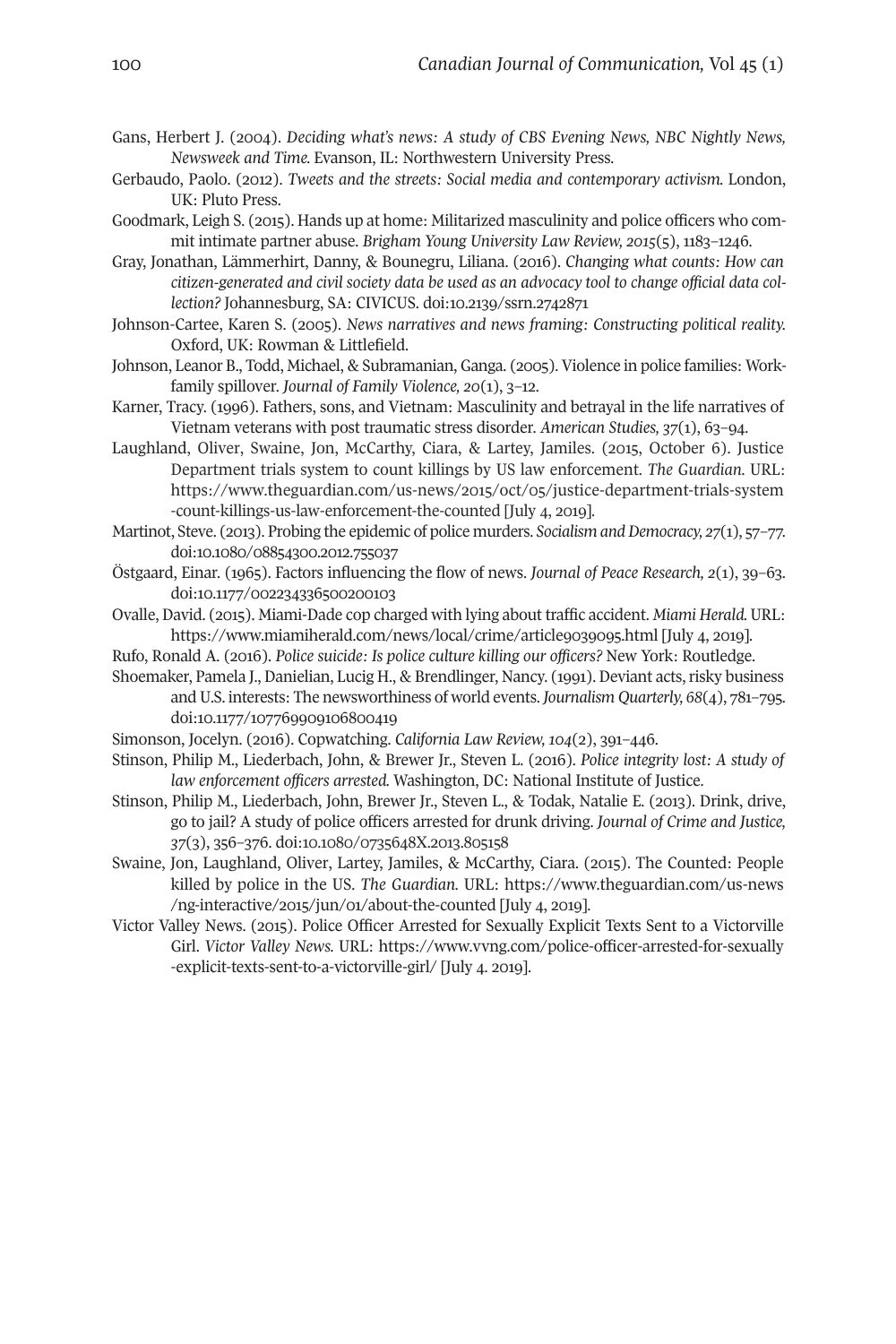Gans, Herbert J. (2004). *Deciding what's news: A study of CBS Evening News, NBC Nightly News, Newsweek and Time.* Evanson, IL: Northwestern University Press.

Gerbaudo, Paolo. (2012). *Tweets and the streets: Social media and contemporary activism.* London, UK: Pluto Press.

Goodmark, Leigh S. (2015). Hands up at home: Militarized masculinity and police officers who commit intimate partner abuse. *Brigham Young University Law Review, 2015*(5), 1183–1246.

Gray, Jonathan, Lämmerhirt, Danny, & Bounegru, Liliana. (2016). *Changing what counts: How can citizen-generated and civil society data be used as an advocacy tool to change official data collection?* Johannesburg, SA: CIVICUS. doi:10.2139/ssrn.2742871

Johnson-Cartee, Karen S. (2005). *News narratives and news framing: Constructing political reality.* Oxford, UK: Rowman & Littlefield.

Johnson, Leanor B., Todd, Michael, & Subramanian, Ganga. (2005). Violence in police families: Work-family spillover. *Journal of Family Violence, 20*(1), 3–12.

Karner, Tracy. (1996). Fathers, sons, and Vietnam: Masculinity and betrayal in the life narratives of Vietnam veterans with post traumatic stress disorder. *American Studies, 37*(1), 63–94.

Laughland, Oliver, Swaine, Jon, McCarthy, Ciara, & Lartey, Jamiles. (2015, October 6). Justice Department trials system to count killings by US law enforcement. *The Guardian.* URL: https://www.theguardian.com/us-news/2015/oct/05/justice-department-trials-system-count-killings-us-law-enforcement-the-counted [July 4, 2019].

Martinot, Steve. (2013). Probing the epidemic of police murders. *Socialism and Democracy, 27*(1), 57–77. doi:10.1080/08854300.2012.755037

Östgaard, Einar. (1965). Factors influencing the flow of news. *Journal of Peace Research, 2*(1), 39–63. doi:10.1177/002234336500200103

Ovalle, David. (2015). Miami-Dade cop charged with lying about traffic accident. *Miami Herald.* URL: https://www.miamiherald.com/news/local/crime/article9039095.html [July 4, 2019].

Rufo, Ronald A. (2016). *Police suicide: Is police culture killing our officers?* New York: Routledge.

Shoemaker, Pamela J., Danielian, Lucig H., & Brendlinger, Nancy. (1991). Deviant acts, risky business and U.S. interests: The newsworthiness of world events. *Journalism Quarterly, 68*(4), 781–795. doi:10.1177/107769909106800419

Simonson, Jocelyn. (2016). Copwatching. *California Law Review, 104*(2), 391–446.

Stinson, Philip M., Liederbach, John, & Brewer Jr., Steven L. (2016). *Police integrity lost: A study of law enforcement officers arrested.* Washington, DC: National Institute of Justice.

Stinson, Philip M., Liederbach, John, Brewer Jr., Steven L., & Todak, Natalie E. (2013). Drink, drive, go to jail? A study of police officers arrested for drunk driving. *Journal of Crime and Justice, 37*(3), 356–376. doi:10.1080/0735648X.2013.805158

Swaine, Jon, Laughland, Oliver, Lartey, Jamiles, & McCarthy, Ciara. (2015). The Counted: People killed by police in the US. *The Guardian.* URL: https://www.theguardian.com/us-news/ng-interactive/2015/jun/01/about-the-counted [July 4, 2019].

Victor Valley News. (2015). Police Officer Arrested for Sexually Explicit Texts Sent to a Victorville Girl. *Victor Valley News.* URL: https://www.vvng.com/police-officer-arrested-for-sexually-explicit-texts-sent-to-a-victorville-girl/ [July 4. 2019].